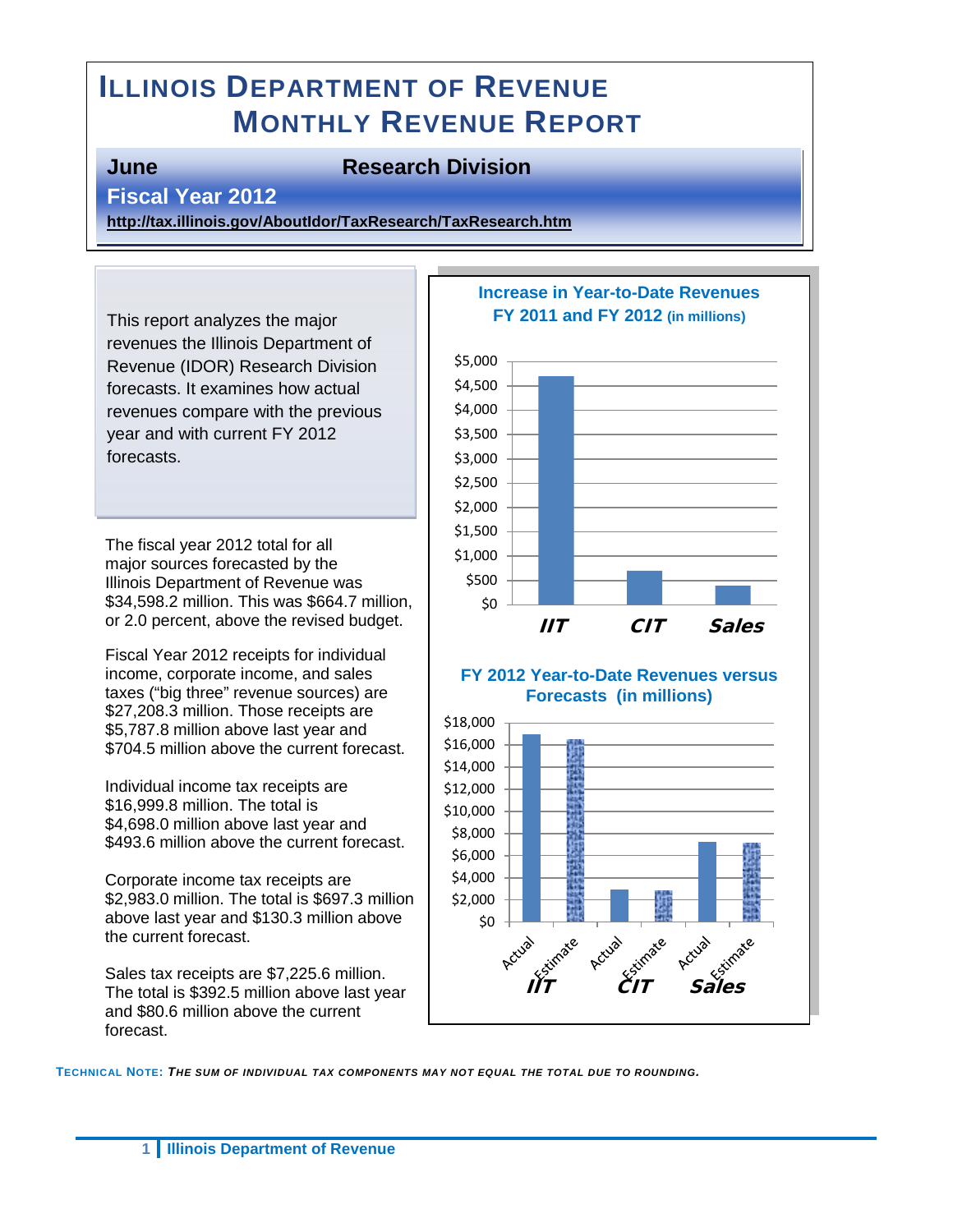# Illinois Department of Revenue Monthly Revenue Report

**June** **Research Division**

**Fiscal Year 2012**

**http://tax.illinois.gov/AboutIdor/TaxResearch/TaxResearch.htm**

This report analyzes the major revenues the Illinois Department of Revenue (IDOR) Research Division forecasts. It examines how actual revenues compare with the previous year and with current FY 2012 forecasts.

The fiscal year 2012 total for all major sources forecasted by the Illinois Department of Revenue was $34,598.2 million. This was $664.7 million, or 2.0 percent, above the revised budget.

Fiscal Year 2012 receipts for individual income, corporate income, and sales taxes ("big three" revenue sources) are $27,208.3 million. Those receipts are $5,787.8 million above last year and $704.5 million above the current forecast.

Individual income tax receipts are $16,999.8 million. The total is $4,698.0 million above last year and $493.6 million above the current forecast.

Corporate income tax receipts are $2,983.0 million. The total is $697.3 million above last year and $130.3 million above the current forecast.

Sales tax receipts are $7,225.6 million. The total is $392.5 million above last year and $80.6 million above the current forecast.

**Increase in Year-to-Date Revenues FY 2011 and FY 2012 (in millions)**

**FY 2012 Year-to-Date Revenues versus Forecasts (in millions)**

**Technical Note:** ***The sum of individual tax components may not equal the total due to rounding.***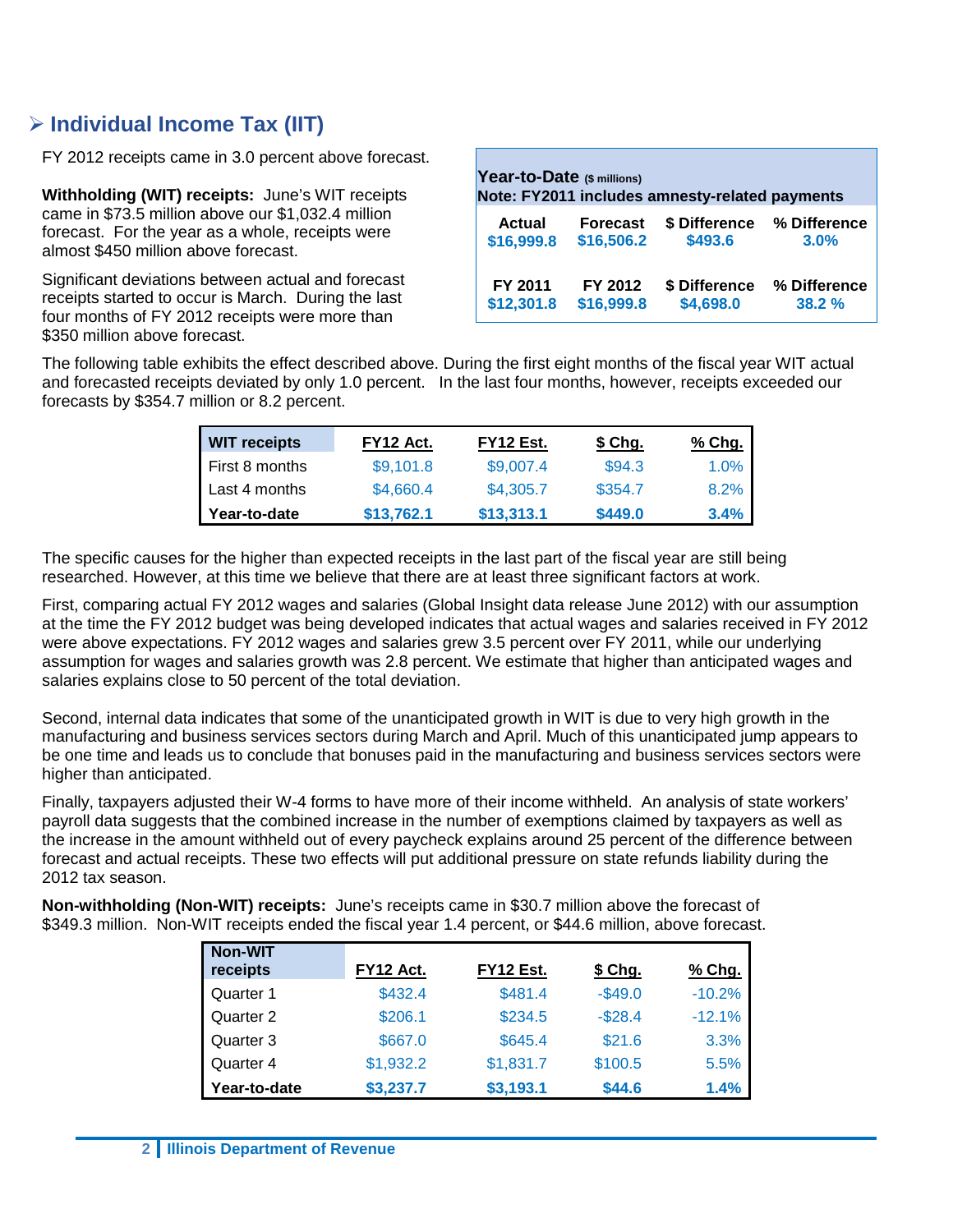## ➢ Individual Income Tax (IIT)

FY 2012 receipts came in 3.0 percent above forecast.

**Withholding (WIT) receipts:** June's WIT receipts came in $73.5 million above our $1,032.4 million forecast. For the year as a whole, receipts were almost $450 million above forecast.

Significant deviations between actual and forecast receipts started to occur is March. During the last four months of FY 2012 receipts were more than $350 million above forecast.

| **Year-to-Date** ($ millions) **Note: FY2011 includes amnesty-related payments** | | | |
|---|---|---|---|
| **Actual** | **Forecast** | **$ Difference** | **% Difference** |
| **$16,999.8** | **$16,506.2** | **$493.6** | **3.0%** |
| **FY 2011** | **FY 2012** | **$ Difference** | **% Difference** |
| **$12,301.8** | **$16,999.8** | **$4,698.0** | **38.2 %** |

The following table exhibits the effect described above. During the first eight months of the fiscal year WIT actual and forecasted receipts deviated by only 1.0 percent. In the last four months, however, receipts exceeded our forecasts by $354.7 million or 8.2 percent.

| WIT receipts | FY12 Act. | FY12 Est. | $ Chg. | % Chg. |
|---|---|---|---|---|
| First 8 months | $9,101.8 | $9,007.4 | $94.3 | 1.0% |
| Last 4 months | $4,660.4 | $4,305.7 | $354.7 | 8.2% |
| **Year-to-date** | **$13,762.1** | **$13,313.1** | **$449.0** | **3.4%** |

The specific causes for the higher than expected receipts in the last part of the fiscal year are still being researched. However, at this time we believe that there are at least three significant factors at work.

First, comparing actual FY 2012 wages and salaries (Global Insight data release June 2012) with our assumption at the time the FY 2012 budget was being developed indicates that actual wages and salaries received in FY 2012 were above expectations. FY 2012 wages and salaries grew 3.5 percent over FY 2011, while our underlying assumption for wages and salaries growth was 2.8 percent. We estimate that higher than anticipated wages and salaries explains close to 50 percent of the total deviation.

Second, internal data indicates that some of the unanticipated growth in WIT is due to very high growth in the manufacturing and business services sectors during March and April. Much of this unanticipated jump appears to be one time and leads us to conclude that bonuses paid in the manufacturing and business services sectors were higher than anticipated.

Finally, taxpayers adjusted their W-4 forms to have more of their income withheld. An analysis of state workers' payroll data suggests that the combined increase in the number of exemptions claimed by taxpayers as well as the increase in the amount withheld out of every paycheck explains around 25 percent of the difference between forecast and actual receipts. These two effects will put additional pressure on state refunds liability during the 2012 tax season.

**Non-withholding (Non-WIT) receipts:** June's receipts came in $30.7 million above the forecast of $349.3 million. Non-WIT receipts ended the fiscal year 1.4 percent, or $44.6 million, above forecast.

| Non-WIT receipts | FY12 Act. | FY12 Est. | $ Chg. | % Chg. |
|---|---|---|---|---|
| Quarter 1 | $432.4 | $481.4 | -$49.0 | -10.2% |
| Quarter 2 | $206.1 | $234.5 | -$28.4 | -12.1% |
| Quarter 3 | $667.0 | $645.4 | $21.6 | 3.3% |
| Quarter 4 | $1,932.2 | $1,831.7 | $100.5 | 5.5% |
| **Year-to-date** | **$3,237.7** | **$3,193.1** | **$44.6** | **1.4%** |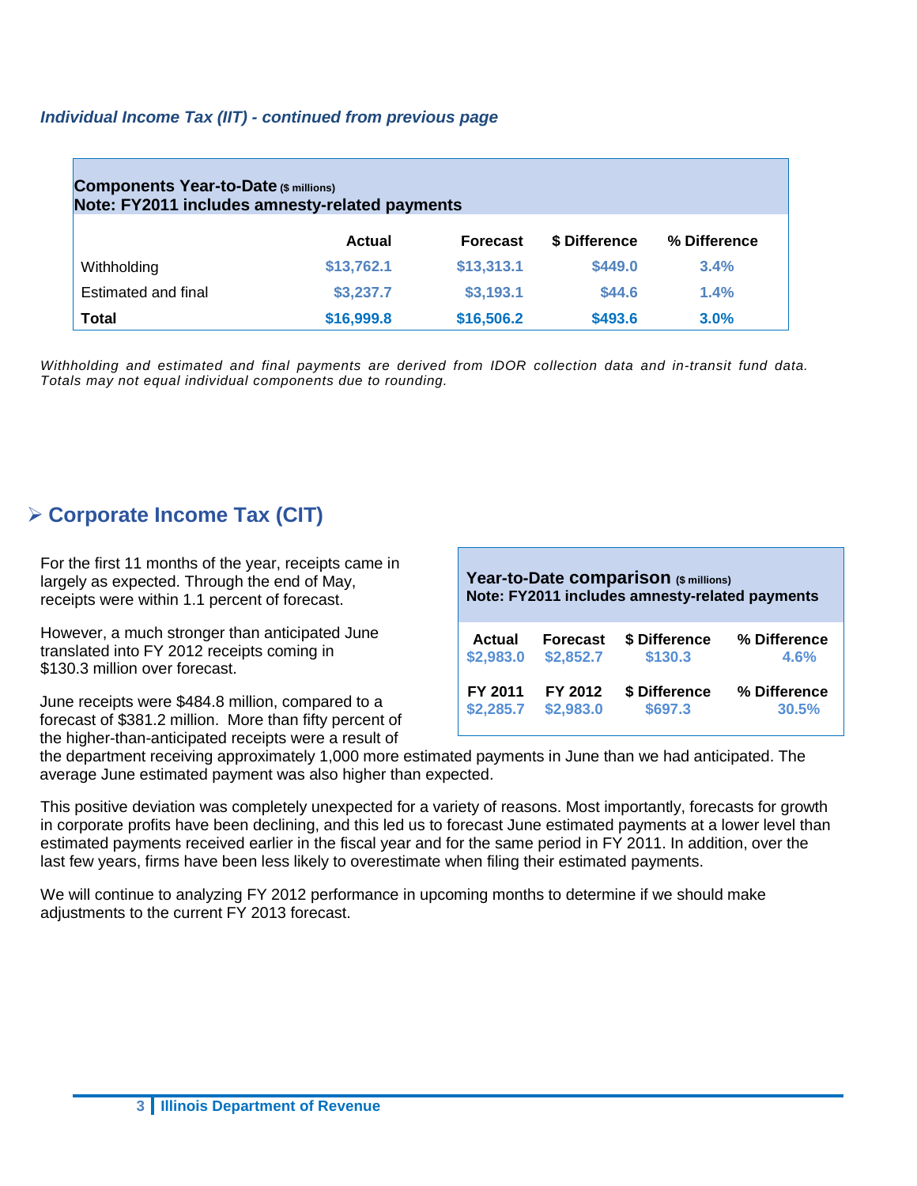*Individual Income Tax (IIT) - continued from previous page*

| **Components Year-to-Date** ($ millions)<br>**Note: FY2011 includes amnesty-related payments** | | | | |
|---|---|---|---|---|
| | **Actual** | **Forecast** | **$ Difference** | **% Difference** |
| Withholding | $13,762.1 | $13,313.1 | $449.0 | 3.4% |
| Estimated and final | $3,237.7 | $3,193.1 | $44.6 | 1.4% |
| **Total** | **$16,999.8** | **$16,506.2** | **$493.6** | **3.0%** |

*Withholding and estimated and final payments are derived from IDOR collection data and in-transit fund data. Totals may not equal individual components due to rounding.*

## Corporate Income Tax (CIT)

| **Year-to-Date comparison** ($ millions)<br>**Note: FY2011 includes amnesty-related payments** | | | |
|---|---|---|---|
| **Actual** | **Forecast** | **$ Difference** | **% Difference** |
| $2,983.0 | $2,852.7 | $130.3 | 4.6% |
| **FY 2011** | **FY 2012** | **$ Difference** | **% Difference** |
| $2,285.7 | $2,983.0 | $697.3 | 30.5% |

For the first 11 months of the year, receipts came in largely as expected. Through the end of May, receipts were within 1.1 percent of forecast.

However, a much stronger than anticipated June translated into FY 2012 receipts coming in $130.3 million over forecast.

June receipts were $484.8 million, compared to a forecast of $381.2 million. More than fifty percent of the higher-than-anticipated receipts were a result of the department receiving approximately 1,000 more estimated payments in June than we had anticipated. The average June estimated payment was also higher than expected.

This positive deviation was completely unexpected for a variety of reasons. Most importantly, forecasts for growth in corporate profits have been declining, and this led us to forecast June estimated payments at a lower level than estimated payments received earlier in the fiscal year and for the same period in FY 2011. In addition, over the last few years, firms have been less likely to overestimate when filing their estimated payments.

We will continue to analyzing FY 2012 performance in upcoming months to determine if we should make adjustments to the current FY 2013 forecast.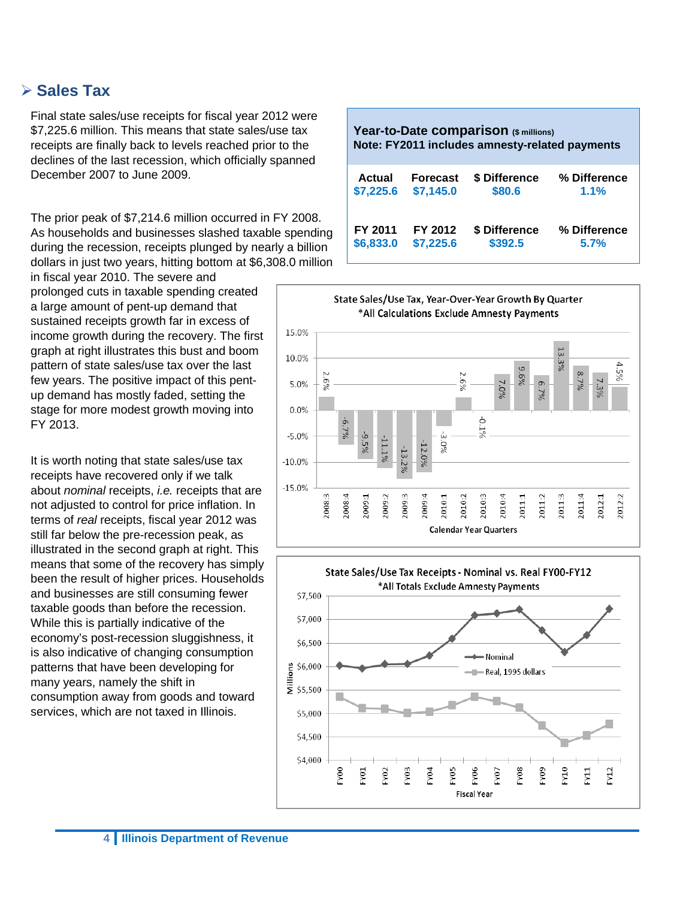## ➢ Sales Tax

Final state sales/use receipts for fiscal year 2012 were $7,225.6 million. This means that state sales/use tax receipts are finally back to levels reached prior to the declines of the last recession, which officially spanned December 2007 to June 2009.

The prior peak of $7,214.6 million occurred in FY 2008. As households and businesses slashed taxable spending during the recession, receipts plunged by nearly a billion dollars in just two years, hitting bottom at $6,308.0 million in fiscal year 2010. The severe and prolonged cuts in taxable spending created a large amount of pent-up demand that sustained receipts growth far in excess of income growth during the recovery. The first graph at right illustrates this bust and boom pattern of state sales/use tax over the last few years. The positive impact of this pent-up demand has mostly faded, setting the stage for more modest growth moving into FY 2013.

It is worth noting that state sales/use tax receipts have recovered only if we talk about *nominal* receipts, *i.e.* receipts that are not adjusted to control for price inflation. In terms of *real* receipts, fiscal year 2012 was still far below the pre-recession peak, as illustrated in the second graph at right. This means that some of the recovery has simply been the result of higher prices. Households and businesses are still consuming fewer taxable goods than before the recession. While this is partially indicative of the economy's post-recession sluggishness, it is also indicative of changing consumption patterns that have been developing for many years, namely the shift in consumption away from goods and toward services, which are not taxed in Illinois.

**Year-to-Date comparison** (**$ millions**)
**Note: FY2011 includes amnesty-related payments**

| Actual | Forecast | $ Difference | % Difference |
|---|---|---|---|
| $7,225.6 | $7,145.0 | $80.6 | 1.1% |
| **FY 2011** | **FY 2012** | **$ Difference** | **% Difference** |
| $6,833.0 | $7,225.6 | $392.5 | 5.7% |

**State Sales/Use Tax, Year-Over-Year Growth By Quarter**
*All Calculations Exclude Amnesty Payments

| Calendar Year Quarter | Growth |
|---|---|
| 2008:3 | 2.6% |
| 2008:4 | -6.7% |
| 2009:1 | -9.5% |
| 2009:2 | -11.1% |
| 2009:3 | -13.2% |
| 2009:4 | -12.0% |
| 2010:1 | -3.0% |
| 2010:2 | 2.6% |
| 2010:3 | -0.1% |
| 2010:4 | 7.0% |
| 2011:1 | 9.6% |
| 2011:2 | 6.7% |
| 2011:3 | 13.3% |
| 2011:4 | 8.7% |
| 2012:1 | 7.3% |
| 2012:2 | 4.5% |

**State Sales/Use Tax Receipts - Nominal vs. Real FY00-FY12**
*All Totals Exclude Amnesty Payments

(Chart: Millions, $4,000–$7,500; series: Nominal; Real, 1995 dollars; x-axis: Fiscal Year FY00–FY12)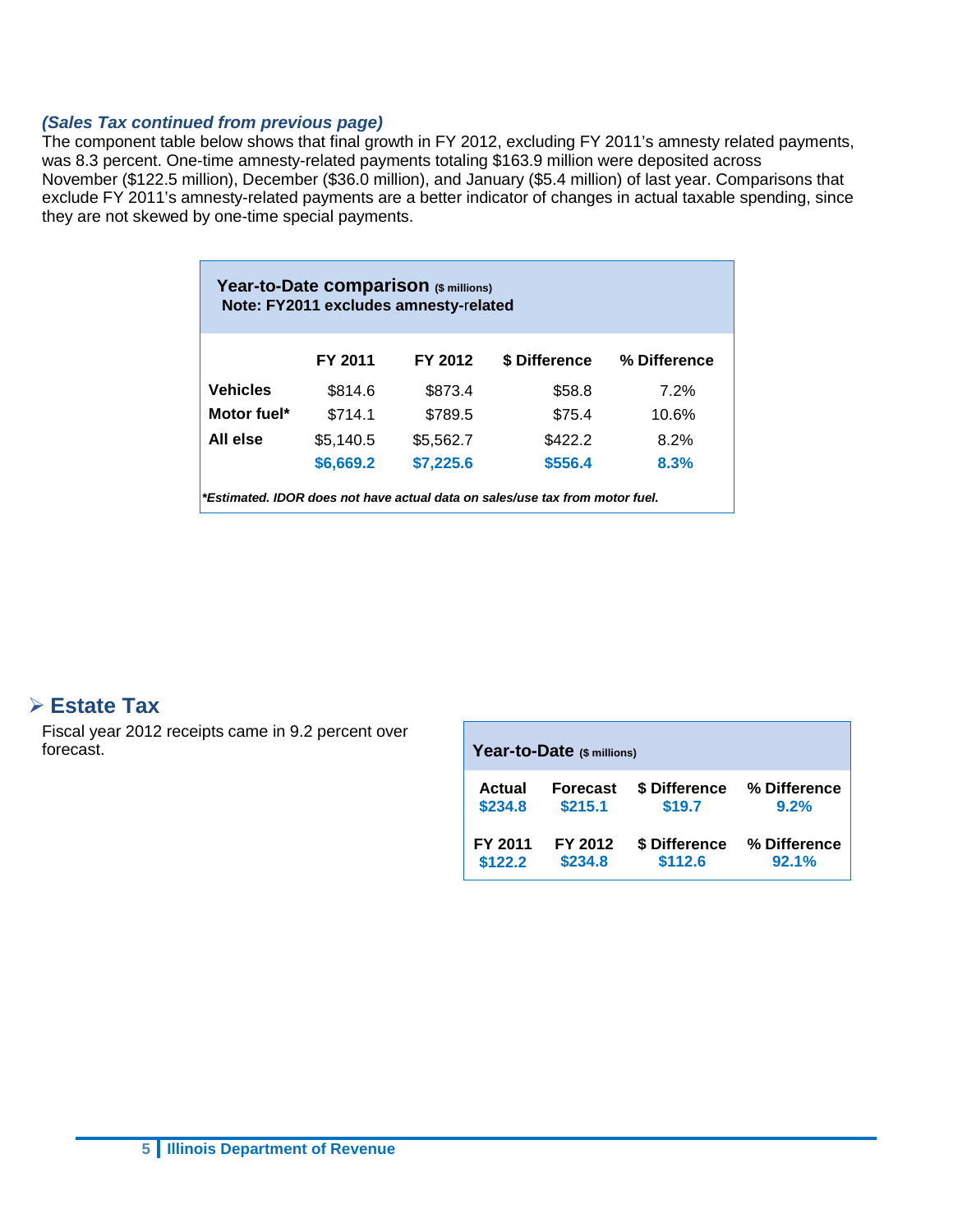*(Sales Tax continued from previous page)*

The component table below shows that final growth in FY 2012, excluding FY 2011's amnesty related payments, was 8.3 percent. One-time amnesty-related payments totaling $163.9 million were deposited across November ($122.5 million), December ($36.0 million), and January ($5.4 million) of last year. Comparisons that exclude FY 2011's amnesty-related payments are a better indicator of changes in actual taxable spending, since they are not skewed by one-time special payments.

**Year-to-Date comparison** ($ millions)
**Note: FY2011 excludes amnesty-related**

| | FY 2011 | FY 2012 | $ Difference | % Difference |
|---|---|---|---|---|
| **Vehicles** | $814.6 | $873.4 | $58.8 | 7.2% |
| **Motor fuel*** | $714.1 | $789.5 | $75.4 | 10.6% |
| **All else** | $5,140.5 | $5,562.7 | $422.2 | 8.2% |
| | **$6,669.2** | **$7,225.6** | **$556.4** | **8.3%** |

*\*Estimated. IDOR does not have actual data on sales/use tax from motor fuel.*

## Estate Tax

Fiscal year 2012 receipts came in 9.2 percent over forecast.

**Year-to-Date** ($ millions)

| Actual | Forecast | $ Difference | % Difference |
|---|---|---|---|
| **$234.8** | **$215.1** | **$19.7** | **9.2%** |

| FY 2011 | FY 2012 | $ Difference | % Difference |
|---|---|---|---|
| **$122.2** | **$234.8** | **$112.6** | **92.1%** |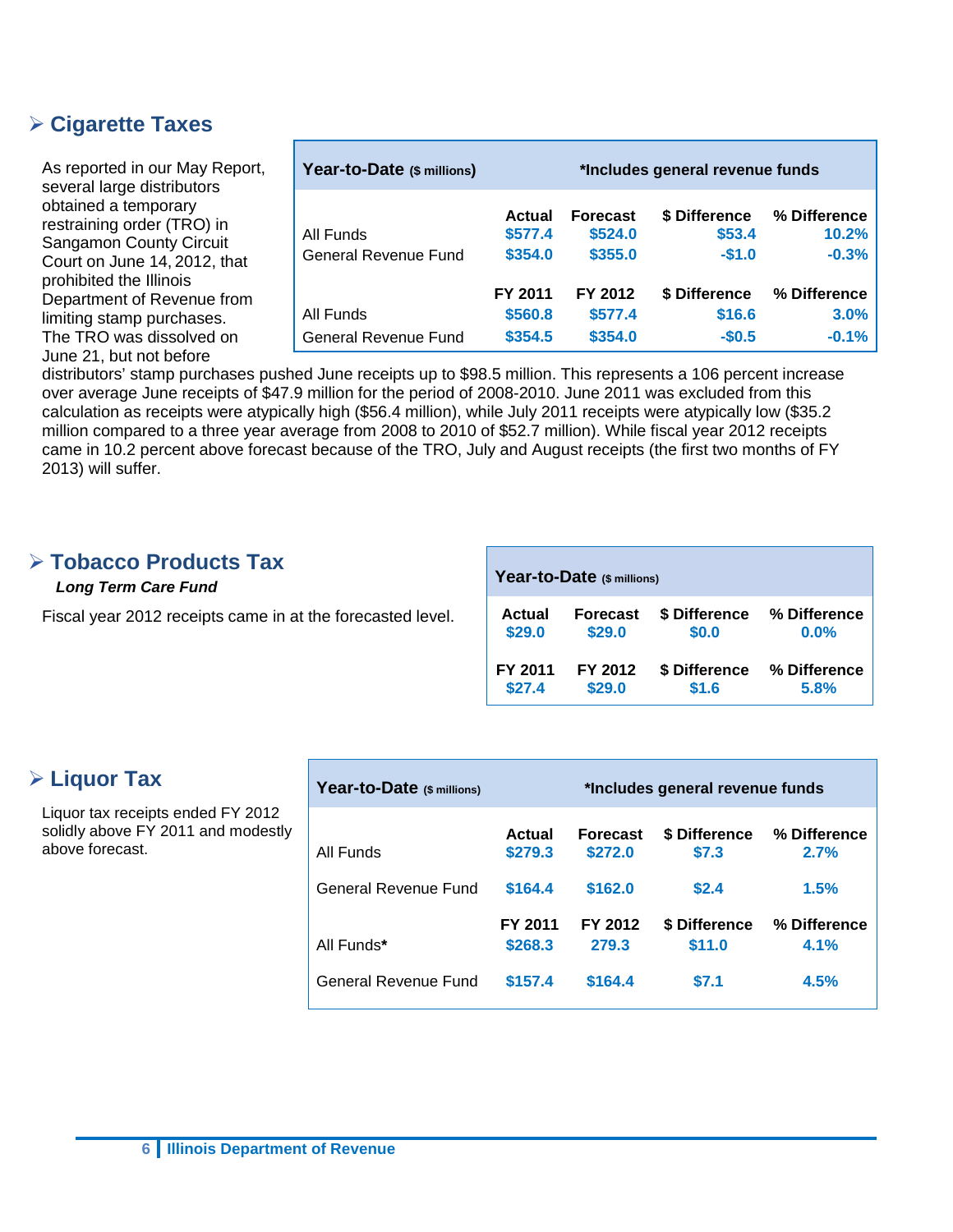## Cigarette Taxes

| Year-to-Date ($ millions) | | | *Includes general revenue funds | |
|---|---|---|---|---|
| | **Actual** | **Forecast** | **$ Difference** | **% Difference** |
| All Funds | $577.4 | $524.0 | $53.4 | 10.2% |
| General Revenue Fund | $354.0 | $355.0 | -$1.0 | -0.3% |
| | **FY 2011** | **FY 2012** | **$ Difference** | **% Difference** |
| All Funds | $560.8 | $577.4 | $16.6 | 3.0% |
| General Revenue Fund | $354.5 | $354.0 | -$0.5 | -0.1% |

As reported in our May Report, several large distributors obtained a temporary restraining order (TRO) in Sangamon County Circuit Court on June 14, 2012, that prohibited the Illinois Department of Revenue from limiting stamp purchases. The TRO was dissolved on June 21, but not before distributors' stamp purchases pushed June receipts up to $98.5 million. This represents a 106 percent increase over average June receipts of $47.9 million for the period of 2008-2010. June 2011 was excluded from this calculation as receipts were atypically high ($56.4 million), while July 2011 receipts were atypically low ($35.2 million compared to a three year average from 2008 to 2010 of $52.7 million). While fiscal year 2012 receipts came in 10.2 percent above forecast because of the TRO, July and August receipts (the first two months of FY 2013) will suffer.

## Tobacco Products Tax

***Long Term Care Fund***

Fiscal year 2012 receipts came in at the forecasted level.

| Year-to-Date ($ millions) | | | |
|---|---|---|---|
| **Actual** | **Forecast** | **$ Difference** | **% Difference** |
| $29.0 | $29.0 | $0.0 | 0.0% |
| **FY 2011** | **FY 2012** | **$ Difference** | **% Difference** |
| $27.4 | $29.0 | $1.6 | 5.8% |

## Liquor Tax

Liquor tax receipts ended FY 2012 solidly above FY 2011 and modestly above forecast.

| Year-to-Date ($ millions) | | | *Includes general revenue funds | |
|---|---|---|---|---|
| | **Actual** | **Forecast** | **$ Difference** | **% Difference** |
| All Funds | $279.3 | $272.0 | $7.3 | 2.7% |
| General Revenue Fund | $164.4 | $162.0 | $2.4 | 1.5% |
| | **FY 2011** | **FY 2012** | **$ Difference** | **% Difference** |
| All Funds* | $268.3 | 279.3 | $11.0 | 4.1% |
| General Revenue Fund | $157.4 | $164.4 | $7.1 | 4.5% |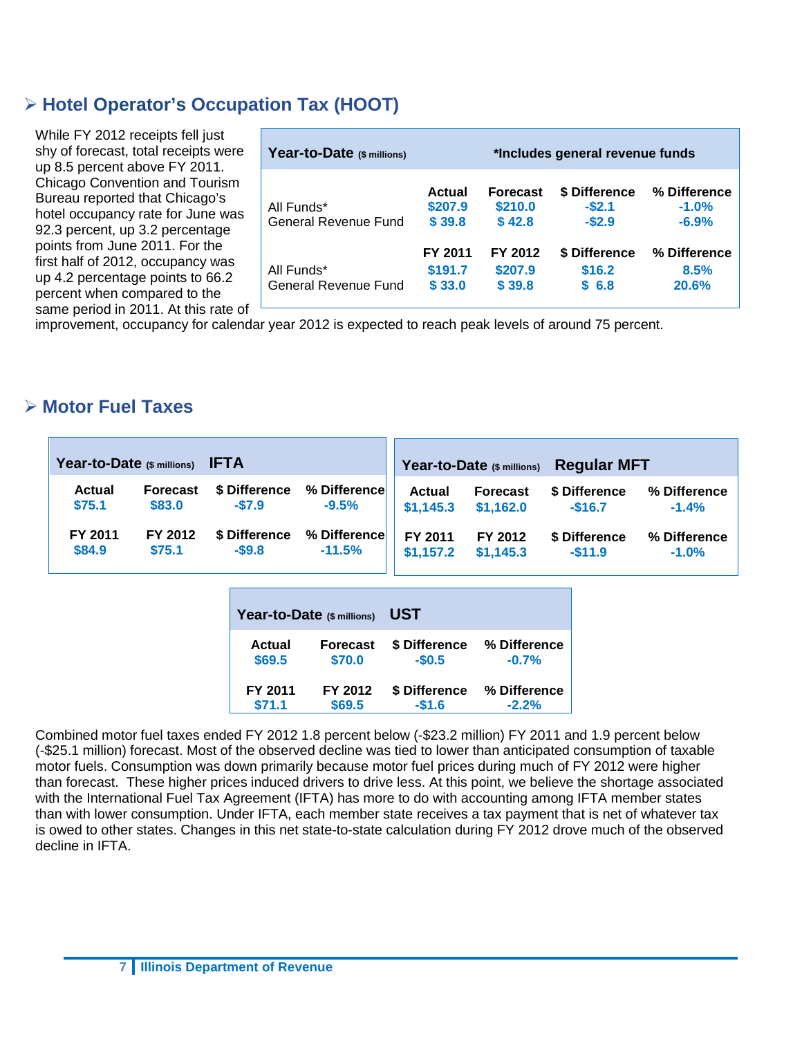## Hotel Operator's Occupation Tax (HOOT)

While FY 2012 receipts fell just shy of forecast, total receipts were up 8.5 percent above FY 2011. Chicago Convention and Tourism Bureau reported that Chicago's hotel occupancy rate for June was 92.3 percent, up 3.2 percentage points from June 2011. For the first half of 2012, occupancy was up 4.2 percentage points to 66.2 percent when compared to the same period in 2011. At this rate of improvement, occupancy for calendar year 2012 is expected to reach peak levels of around 75 percent.

| Year-to-Date ($ millions) | *Includes general revenue funds | | | |
|---|---|---|---|---|
| | Actual | Forecast | $ Difference | % Difference |
| All Funds* | $207.9 | $210.0 | -$2.1 | -1.0% |
| General Revenue Fund | $ 39.8 | $ 42.8 | -$2.9 | -6.9% |
| | FY 2011 | FY 2012 | $ Difference | % Difference |
| All Funds* | $191.7 | $207.9 | $16.2 | 8.5% |
| General Revenue Fund | $ 33.0 | $ 39.8 | $ 6.8 | 20.6% |

## Motor Fuel Taxes

| Year-to-Date ($ millions) IFTA | | | |
|---|---|---|---|
| Actual | Forecast | $ Difference | % Difference |
| $75.1 | $83.0 | -$7.9 | -9.5% |
| FY 2011 | FY 2012 | $ Difference | % Difference |
| $84.9 | $75.1 | -$9.8 | -11.5% |

| Year-to-Date ($ millions) Regular MFT | | | |
|---|---|---|---|
| Actual | Forecast | $ Difference | % Difference |
| $1,145.3 | $1,162.0 | -$16.7 | -1.4% |
| FY 2011 | FY 2012 | $ Difference | % Difference |
| $1,157.2 | $1,145.3 | -$11.9 | -1.0% |

| Year-to-Date ($ millions) UST | | | |
|---|---|---|---|
| Actual | Forecast | $ Difference | % Difference |
| $69.5 | $70.0 | -$0.5 | -0.7% |
| FY 2011 | FY 2012 | $ Difference | % Difference |
| $71.1 | $69.5 | -$1.6 | -2.2% |

Combined motor fuel taxes ended FY 2012 1.8 percent below (-$23.2 million) FY 2011 and 1.9 percent below (-$25.1 million) forecast. Most of the observed decline was tied to lower than anticipated consumption of taxable motor fuels. Consumption was down primarily because motor fuel prices during much of FY 2012 were higher than forecast. These higher prices induced drivers to drive less. At this point, we believe the shortage associated with the International Fuel Tax Agreement (IFTA) has more to do with accounting among IFTA member states than with lower consumption. Under IFTA, each member state receives a tax payment that is net of whatever tax is owed to other states. Changes in this net state-to-state calculation during FY 2012 drove much of the observed decline in IFTA.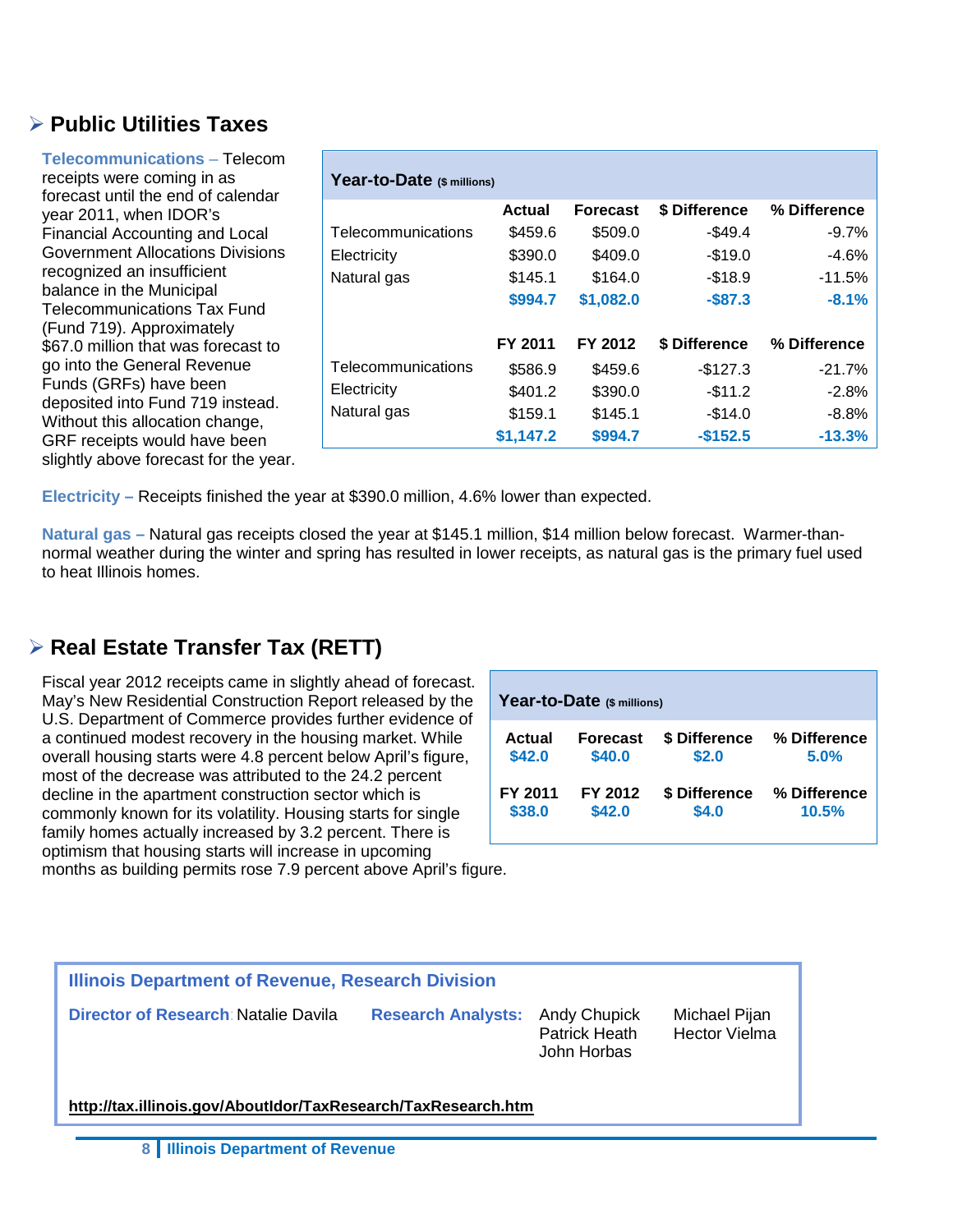## Public Utilities Taxes

**Telecommunications –** Telecom receipts were coming in as forecast until the end of calendar year 2011, when IDOR's Financial Accounting and Local Government Allocations Divisions recognized an insufficient balance in the Municipal Telecommunications Tax Fund (Fund 719). Approximately $67.0 million that was forecast to go into the General Revenue Funds (GRFs) have been deposited into Fund 719 instead. Without this allocation change, GRF receipts would have been slightly above forecast for the year.

**Year-to-Date** ($ millions)

| | Actual | Forecast | $ Difference | % Difference |
|---|---|---|---|---|
| Telecommunications | $459.6 | $509.0 | -$49.4 | -9.7% |
| Electricity | $390.0 | $409.0 | -$19.0 | -4.6% |
| Natural gas | $145.1 | $164.0 | -$18.9 | -11.5% |
| | **$994.7** | **$1,082.0** | **-$87.3** | **-8.1%** |
| | **FY 2011** | **FY 2012** | **$ Difference** | **% Difference** |
| Telecommunications | $586.9 | $459.6 | -$127.3 | -21.7% |
| Electricity | $401.2 | $390.0 | -$11.2 | -2.8% |
| Natural gas | $159.1 | $145.1 | -$14.0 | -8.8% |
| | **$1,147.2** | **$994.7** | **-$152.5** | **-13.3%** |

**Electricity –** Receipts finished the year at $390.0 million, 4.6% lower than expected.

**Natural gas –** Natural gas receipts closed the year at $145.1 million, $14 million below forecast. Warmer-than-normal weather during the winter and spring has resulted in lower receipts, as natural gas is the primary fuel used to heat Illinois homes.

## Real Estate Transfer Tax (RETT)

Fiscal year 2012 receipts came in slightly ahead of forecast. May's New Residential Construction Report released by the U.S. Department of Commerce provides further evidence of a continued modest recovery in the housing market. While overall housing starts were 4.8 percent below April's figure, most of the decrease was attributed to the 24.2 percent decline in the apartment construction sector which is commonly known for its volatility. Housing starts for single family homes actually increased by 3.2 percent. There is optimism that housing starts will increase in upcoming months as building permits rose 7.9 percent above April's figure.

**Year-to-Date** ($ millions)

| Actual | Forecast | $ Difference | % Difference |
|---|---|---|---|
| $42.0 | $40.0 | $2.0 | 5.0% |
| **FY 2011** | **FY 2012** | **$ Difference** | **% Difference** |
| $38.0 | $42.0 | $4.0 | 10.5% |

**Illinois Department of Revenue, Research Division**

**Director of Research**: Natalie Davila

**Research Analysts:** Andy Chupick, Patrick Heath, John Horbas, Michael Pijan, Hector Vielma

**http://tax.illinois.gov/AboutIdor/TaxResearch/TaxResearch.htm**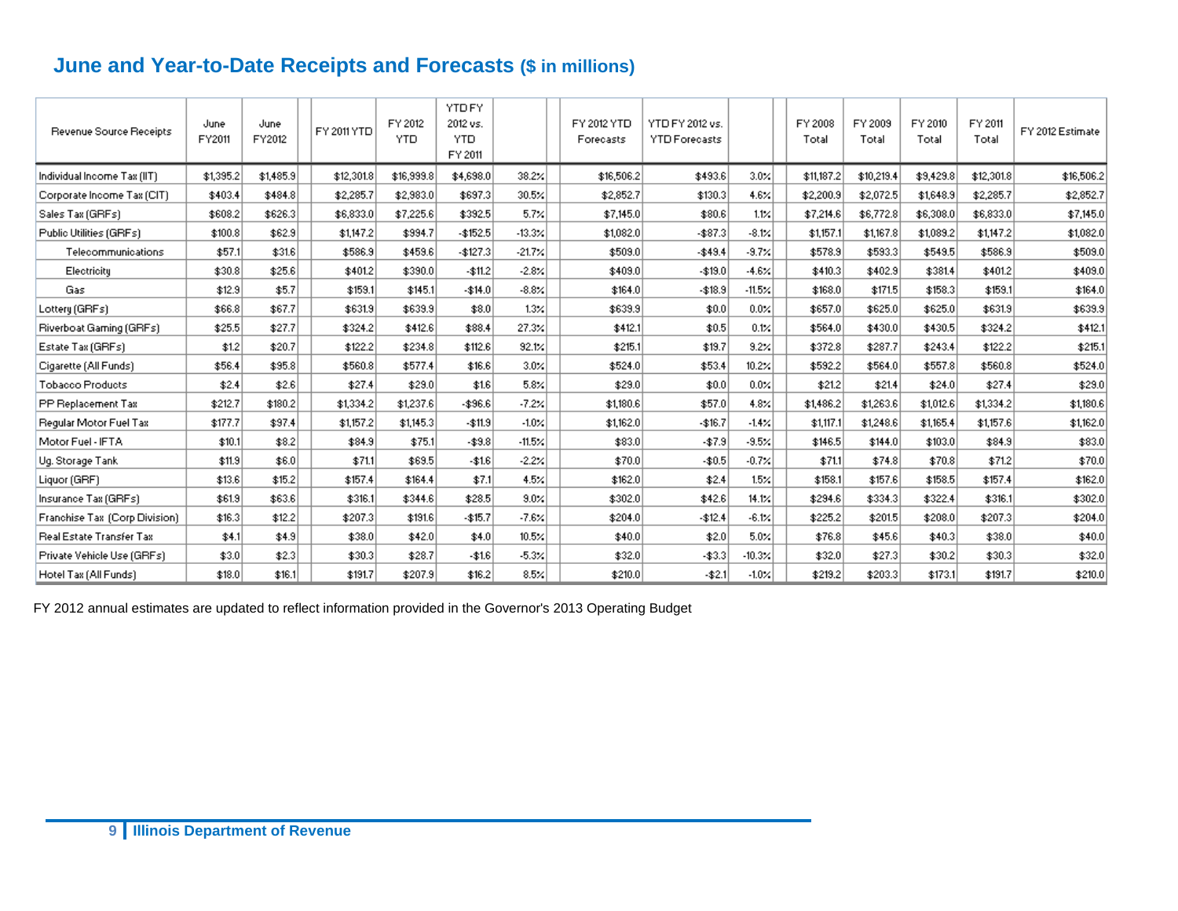## June and Year-to-Date Receipts and Forecasts ($ in millions)

| Revenue Source Receipts | June FY2011 | June FY2012 | FY 2011 YTD | FY 2012 YTD | YTD FY 2012 vs. YTD FY 2011 | | FY 2012 YTD Forecasts | YTD FY 2012 vs. YTD Forecasts | | FY 2008 Total | FY 2009 Total | FY 2010 Total | FY 2011 Total | FY 2012 Estimate |
|---|---|---|---|---|---|---|---|---|---|---|---|---|---|---|
| Individual Income Tax (IIT) | $1,395.2 | $1,485.9 | $12,301.8 | $16,999.8 | $4,698.0 | 38.2% | $16,506.2 | $493.6 | 3.0% | $11,187.2 | $10,219.4 | $9,429.8 | $12,301.8 | $16,506.2 |
| Corporate Income Tax (CIT) | $403.4 | $484.8 | $2,285.7 | $2,983.0 | $697.3 | 30.5% | $2,852.7 | $130.3 | 4.6% | $2,200.9 | $2,072.5 | $1,648.9 | $2,285.7 | $2,852.7 |
| Sales Tax (GRFs) | $608.2 | $626.3 | $6,833.0 | $7,225.6 | $392.5 | 5.7% | $7,145.0 | $80.6 | 1.1% | $7,214.6 | $6,772.8 | $6,308.0 | $6,833.0 | $7,145.0 |
| Public Utilities (GRFs) | $100.8 | $62.9 | $1,147.2 | $994.7 | -$152.5 | -13.3% | $1,082.0 | -$87.3 | -8.1% | $1,157.1 | $1,167.8 | $1,089.2 | $1,147.2 | $1,082.0 |
| Telecommunications | $57.1 | $31.6 | $586.9 | $459.6 | -$127.3 | -21.7% | $509.0 | -$49.4 | -9.7% | $578.9 | $593.3 | $549.5 | $586.9 | $509.0 |
| Electricity | $30.8 | $25.6 | $401.2 | $390.0 | -$11.2 | -2.8% | $409.0 | -$19.0 | -4.6% | $410.3 | $402.9 | $381.4 | $401.2 | $409.0 |
| Gas | $12.9 | $5.7 | $159.1 | $145.1 | -$14.0 | -8.8% | $164.0 | -$18.9 | -11.5% | $168.0 | $171.5 | $158.3 | $159.1 | $164.0 |
| Lottery (GRFs) | $66.8 | $67.7 | $631.9 | $639.9 | $8.0 | 1.3% | $639.9 | $0.0 | 0.0% | $657.0 | $625.0 | $625.0 | $631.9 | $639.9 |
| Riverboat Gaming (GRFs) | $25.5 | $27.7 | $324.2 | $412.6 | $88.4 | 27.3% | $412.1 | $0.5 | 0.1% | $564.0 | $430.0 | $430.5 | $324.2 | $412.1 |
| Estate Tax (GRFs) | $1.2 | $20.7 | $122.2 | $234.8 | $112.6 | 92.1% | $215.1 | $19.7 | 9.2% | $372.8 | $287.7 | $243.4 | $122.2 | $215.1 |
| Cigarette (All Funds) | $56.4 | $95.8 | $560.8 | $577.4 | $16.6 | 3.0% | $524.0 | $53.4 | 10.2% | $592.2 | $564.0 | $557.8 | $560.8 | $524.0 |
| Tobacco Products | $2.4 | $2.6 | $27.4 | $29.0 | $1.6 | 5.8% | $29.0 | $0.0 | 0.0% | $21.2 | $21.4 | $24.0 | $27.4 | $29.0 |
| PP Replacement Tax | $212.7 | $180.2 | $1,334.2 | $1,237.6 | -$96.6 | -7.2% | $1,180.6 | $57.0 | 4.8% | $1,486.2 | $1,263.6 | $1,012.6 | $1,334.2 | $1,180.6 |
| Regular Motor Fuel Tax | $177.7 | $97.4 | $1,157.2 | $1,145.3 | -$11.9 | -1.0% | $1,162.0 | -$16.7 | -1.4% | $1,117.1 | $1,248.6 | $1,165.4 | $1,157.6 | $1,162.0 |
| Motor Fuel - IFTA | $10.1 | $8.2 | $84.9 | $75.1 | -$9.8 | -11.5% | $83.0 | -$7.9 | -9.5% | $146.5 | $144.0 | $103.0 | $84.9 | $83.0 |
| Ug. Storage Tank | $11.9 | $6.0 | $71.1 | $69.5 | -$1.6 | -2.2% | $70.0 | -$0.5 | -0.7% | $71.1 | $74.8 | $70.8 | $71.2 | $70.0 |
| Liquor (GRF) | $13.6 | $15.2 | $157.4 | $164.4 | $7.1 | 4.5% | $162.0 | $2.4 | 1.5% | $158.1 | $157.6 | $158.5 | $157.4 | $162.0 |
| Insurance Tax (GRFs) | $61.9 | $63.6 | $316.1 | $344.6 | $28.5 | 9.0% | $302.0 | $42.6 | 14.1% | $294.6 | $334.3 | $322.4 | $316.1 | $302.0 |
| Franchise Tax (Corp Division) | $16.3 | $12.2 | $207.3 | $191.6 | -$15.7 | -7.6% | $204.0 | -$12.4 | -6.1% | $225.2 | $201.5 | $208.0 | $207.3 | $204.0 |
| Real Estate Transfer Tax | $4.1 | $4.9 | $38.0 | $42.0 | $4.0 | 10.5% | $40.0 | $2.0 | 5.0% | $76.8 | $45.6 | $40.3 | $38.0 | $40.0 |
| Private Vehicle Use (GRFs) | $3.0 | $2.3 | $30.3 | $28.7 | -$1.6 | -5.3% | $32.0 | -$3.3 | -10.3% | $32.0 | $27.3 | $30.2 | $30.3 | $32.0 |
| Hotel Tax (All Funds) | $18.0 | $16.1 | $191.7 | $207.9 | $16.2 | 8.5% | $210.0 | -$2.1 | -1.0% | $219.2 | $203.3 | $173.1 | $191.7 | $210.0 |

FY 2012 annual estimates are updated to reflect information provided in the Governor's 2013 Operating Budget